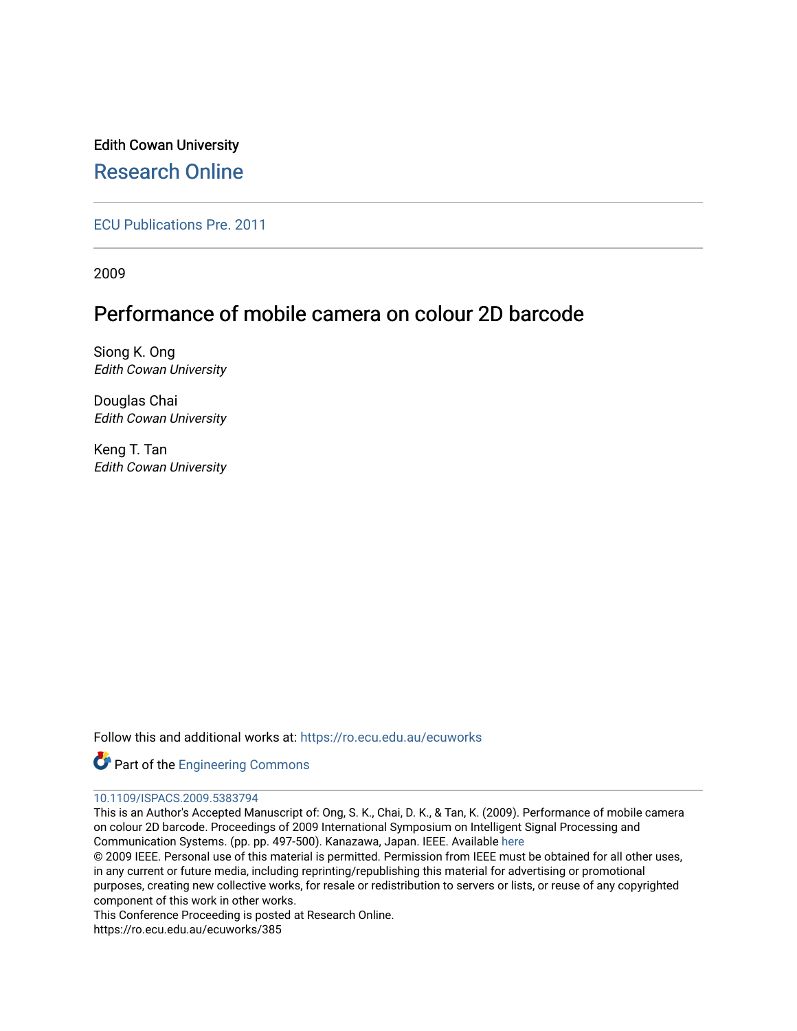Edith Cowan University

# Research Online

ECU Publications Pre. 2011

2009

## Performance of mobile camera on colour 2D barcode

Siong K. Ong
*Edith Cowan University*

Douglas Chai
*Edith Cowan University*

Keng T. Tan
*Edith Cowan University*

Follow this and additional works at: https://ro.ecu.edu.au/ecuworks

Part of the Engineering Commons

10.1109/ISPACS.2009.5383794

This is an Author's Accepted Manuscript of: Ong, S. K., Chai, D. K., & Tan, K. (2009). Performance of mobile camera on colour 2D barcode. Proceedings of 2009 International Symposium on Intelligent Signal Processing and Communication Systems. (pp. pp. 497-500). Kanazawa, Japan. IEEE. Available here

© 2009 IEEE. Personal use of this material is permitted. Permission from IEEE must be obtained for all other uses, in any current or future media, including reprinting/republishing this material for advertising or promotional purposes, creating new collective works, for resale or redistribution to servers or lists, or reuse of any copyrighted component of this work in other works.

This Conference Proceeding is posted at Research Online.
https://ro.ecu.edu.au/ecuworks/385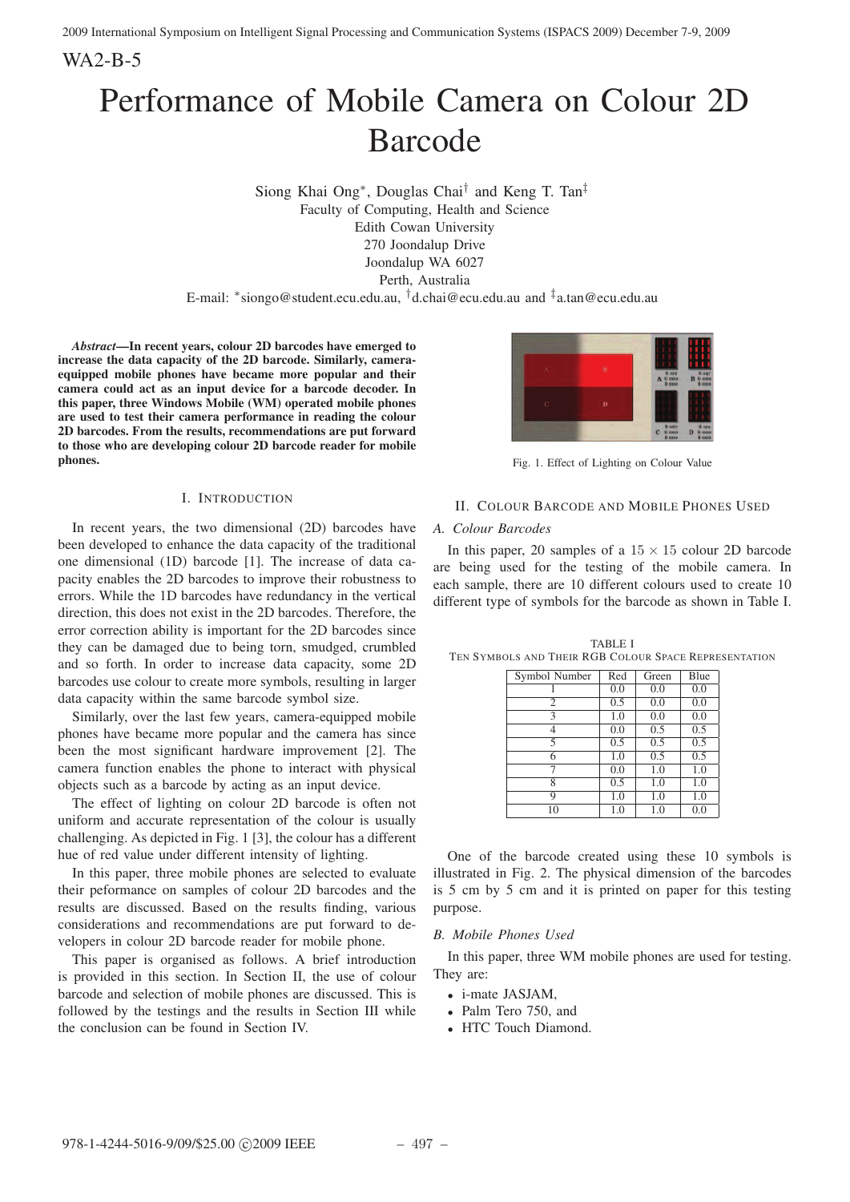# Performance of Mobile Camera on Colour 2D Barcode

Siong Khai Ong*, Douglas Chai† and Keng T. Tan‡
Faculty of Computing, Health and Science
Edith Cowan University
270 Joondalup Drive
Joondalup WA 6027
Perth, Australia
E-mail: *siongo@student.ecu.edu.au, †d.chai@ecu.edu.au and ‡a.tan@ecu.edu.au

***Abstract*—In recent years, colour 2D barcodes have emerged to increase the data capacity of the 2D barcode. Similarly, camera-equipped mobile phones have became more popular and their camera could act as an input device for a barcode decoder. In this paper, three Windows Mobile (WM) operated mobile phones are used to test their camera performance in reading the colour 2D barcodes. From the results, recommendations are put forward to those who are developing colour 2D barcode reader for mobile phones.**

## I. Introduction

In recent years, the two dimensional (2D) barcodes have been developed to enhance the data capacity of the traditional one dimensional (1D) barcode [1]. The increase of data capacity enables the 2D barcodes to improve their robustness to errors. While the 1D barcodes have redundancy in the vertical direction, this does not exist in the 2D barcodes. Therefore, the error correction ability is important for the 2D barcodes since they can be damaged due to being torn, smudged, crumbled and so forth. In order to increase data capacity, some 2D barcodes use colour to create more symbols, resulting in larger data capacity within the same barcode symbol size.

Similarly, over the last few years, camera-equipped mobile phones have became more popular and the camera has since been the most significant hardware improvement [2]. The camera function enables the phone to interact with physical objects such as a barcode by acting as an input device.

The effect of lighting on colour 2D barcode is often not uniform and accurate representation of the colour is usually challenging. As depicted in Fig. 1 [3], the colour has a different hue of red value under different intensity of lighting.

In this paper, three mobile phones are selected to evaluate their peformance on samples of colour 2D barcodes and the results are discussed. Based on the results finding, various considerations and recommendations are put forward to developers in colour 2D barcode reader for mobile phone.

This paper is organised as follows. A brief introduction is provided in this section. In Section II, the use of colour barcode and selection of mobile phones are discussed. This is followed by the testings and the results in Section III while the conclusion can be found in Section IV.

Fig. 1. Effect of Lighting on Colour Value

## II. Colour Barcode and Mobile Phones Used

### A. Colour Barcodes

In this paper, 20 samples of a $15 \times 15$ colour 2D barcode are being used for the testing of the mobile camera. In each sample, there are 10 different colours used to create 10 different type of symbols for the barcode as shown in Table I.

TABLE I
Ten Symbols and Their RGB Colour Space Representation

| Symbol Number | Red | Green | Blue |
|---|---|---|---|
| 1 | 0.0 | 0.0 | 0.0 |
| 2 | 0.5 | 0.0 | 0.0 |
| 3 | 1.0 | 0.0 | 0.0 |
| 4 | 0.0 | 0.5 | 0.5 |
| 5 | 0.5 | 0.5 | 0.5 |
| 6 | 1.0 | 0.5 | 0.5 |
| 7 | 0.0 | 1.0 | 1.0 |
| 8 | 0.5 | 1.0 | 1.0 |
| 9 | 1.0 | 1.0 | 1.0 |
| 10 | 1.0 | 1.0 | 0.0 |

One of the barcode created using these 10 symbols is illustrated in Fig. 2. The physical dimension of the barcodes is 5 cm by 5 cm and it is printed on paper for this testing purpose.

### B. Mobile Phones Used

In this paper, three WM mobile phones are used for testing. They are:

- i-mate JASJAM,
- Palm Tero 750, and
- HTC Touch Diamond.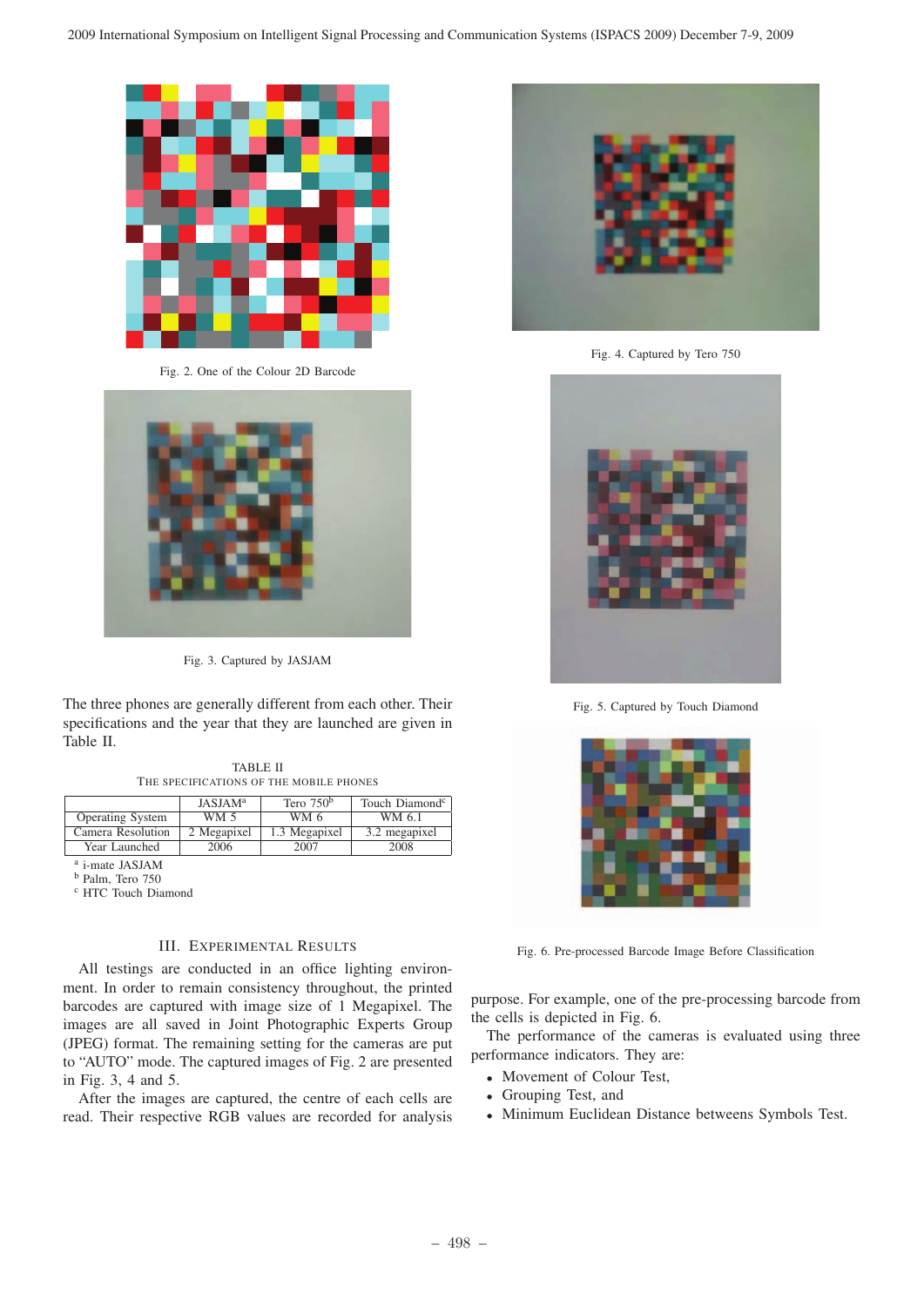Fig. 2. One of the Colour 2D Barcode

Fig. 3. Captured by JASJAM

The three phones are generally different from each other. Their specifications and the year that they are launched are given in Table II.

TABLE II
THE SPECIFICATIONS OF THE MOBILE PHONES

| | JASJAM[a] | Tero 750[b] | Touch Diamond[c] |
|---|---|---|---|
| Operating System | WM 5 | WM 6 | WM 6.1 |
| Camera Resolution | 2 Megapixel | 1.3 Megapixel | 3.2 megapixel |
| Year Launched | 2006 | 2007 | 2008 |

[a] i-mate JASJAM
[b] Palm, Tero 750
[c] HTC Touch Diamond

## III. Experimental Results

All testings are conducted in an office lighting environment. In order to remain consistency throughout, the printed barcodes are captured with image size of 1 Megapixel. The images are all saved in Joint Photographic Experts Group (JPEG) format. The remaining setting for the cameras are put to "AUTO" mode. The captured images of Fig. 2 are presented in Fig. 3, 4 and 5.

After the images are captured, the centre of each cells are read. Their respective RGB values are recorded for analysis purpose. For example, one of the pre-processing barcode from the cells is depicted in Fig. 6.

Fig. 4. Captured by Tero 750

Fig. 5. Captured by Touch Diamond

Fig. 6. Pre-processed Barcode Image Before Classification

The performance of the cameras is evaluated using three performance indicators. They are:

- Movement of Colour Test,
- Grouping Test, and
- Minimum Euclidean Distance betweens Symbols Test.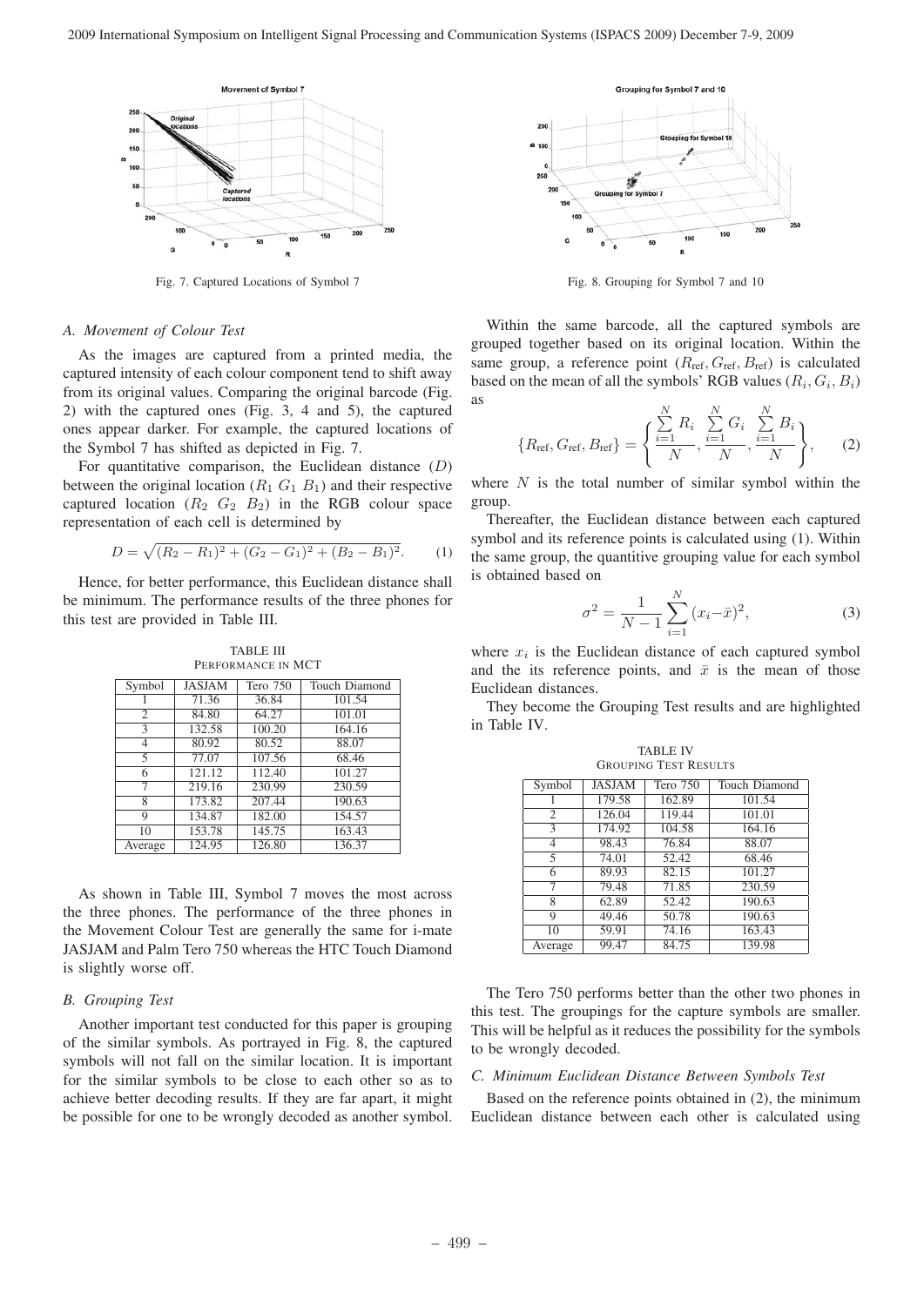Fig. 7. Captured Locations of Symbol 7

Fig. 8. Grouping for Symbol 7 and 10

### A. Movement of Colour Test

As the images are captured from a printed media, the captured intensity of each colour component tend to shift away from its original values. Comparing the original barcode (Fig. 2) with the captured ones (Fig. 3, 4 and 5), the captured ones appear darker. For example, the captured locations of the Symbol 7 has shifted as depicted in Fig. 7.

For quantitative comparison, the Euclidean distance ($D$) between the original location ($R_1$ $G_1$ $B_1$) and their respective captured location ($R_2$ $G_2$ $B_2$) in the RGB colour space representation of each cell is determined by

$$D = \sqrt{(R_2 - R_1)^2 + (G_2 - G_1)^2 + (B_2 - B_1)^2}. \quad (1)$$

Hence, for better performance, this Euclidean distance shall be minimum. The performance results of the three phones for this test are provided in Table III.

TABLE III
PERFORMANCE IN MCT

| Symbol | JASJAM | Tero 750 | Touch Diamond |
|---|---|---|---|
| 1 | 71.36 | 36.84 | 101.54 |
| 2 | 84.80 | 64.27 | 101.01 |
| 3 | 132.58 | 100.20 | 164.16 |
| 4 | 80.92 | 80.52 | 88.07 |
| 5 | 77.07 | 107.56 | 68.46 |
| 6 | 121.12 | 112.40 | 101.27 |
| 7 | 219.16 | 230.99 | 230.59 |
| 8 | 173.82 | 207.44 | 190.63 |
| 9 | 134.87 | 182.00 | 154.57 |
| 10 | 153.78 | 145.75 | 163.43 |
| Average | 124.95 | 126.80 | 136.37 |

As shown in Table III, Symbol 7 moves the most across the three phones. The performance of the three phones in the Movement Colour Test are generally the same for i-mate JASJAM and Palm Tero 750 whereas the HTC Touch Diamond is slightly worse off.

### B. Grouping Test

Another important test conducted for this paper is grouping of the similar symbols. As portrayed in Fig. 8, the captured symbols will not fall on the similar location. It is important for the similar symbols to be close to each other so as to achieve better decoding results. If they are far apart, it might be possible for one to be wrongly decoded as another symbol.

Within the same barcode, all the captured symbols are grouped together based on its original location. Within the same group, a reference point ($R_{\text{ref}}, G_{\text{ref}}, B_{\text{ref}}$) is calculated based on the mean of all the symbols' RGB values ($R_i, G_i, B_i$) as

$$\{R_{\text{ref}}, G_{\text{ref}}, B_{\text{ref}}\} = \left\{ \frac{\sum_{i=1}^{N} R_i}{N}, \frac{\sum_{i=1}^{N} G_i}{N}, \frac{\sum_{i=1}^{N} B_i}{N} \right\}, \quad (2)$$

where $N$ is the total number of similar symbol within the group.

Thereafter, the Euclidean distance between each captured symbol and its reference points is calculated using (1). Within the same group, the quantitive grouping value for each symbol is obtained based on

$$\sigma^2 = \frac{1}{N-1} \sum_{i=1}^{N} (x_i - \bar{x})^2, \quad (3)$$

where $x_i$ is the Euclidean distance of each captured symbol and the its reference points, and $\bar{x}$ is the mean of those Euclidean distances.

They become the Grouping Test results and are highlighted in Table IV.

TABLE IV
GROUPING TEST RESULTS

| Symbol | JASJAM | Tero 750 | Touch Diamond |
|---|---|---|---|
| 1 | 179.58 | 162.89 | 101.54 |
| 2 | 126.04 | 119.44 | 101.01 |
| 3 | 174.92 | 104.58 | 164.16 |
| 4 | 98.43 | 76.84 | 88.07 |
| 5 | 74.01 | 52.42 | 68.46 |
| 6 | 89.93 | 82.15 | 101.27 |
| 7 | 79.48 | 71.85 | 230.59 |
| 8 | 62.89 | 52.42 | 190.63 |
| 9 | 49.46 | 50.78 | 190.63 |
| 10 | 59.91 | 74.16 | 163.43 |
| Average | 99.47 | 84.75 | 139.98 |

The Tero 750 performs better than the other two phones in this test. The groupings for the capture symbols are smaller. This will be helpful as it reduces the possibility for the symbols to be wrongly decoded.

### C. Minimum Euclidean Distance Between Symbols Test

Based on the reference points obtained in (2), the minimum Euclidean distance between each other is calculated using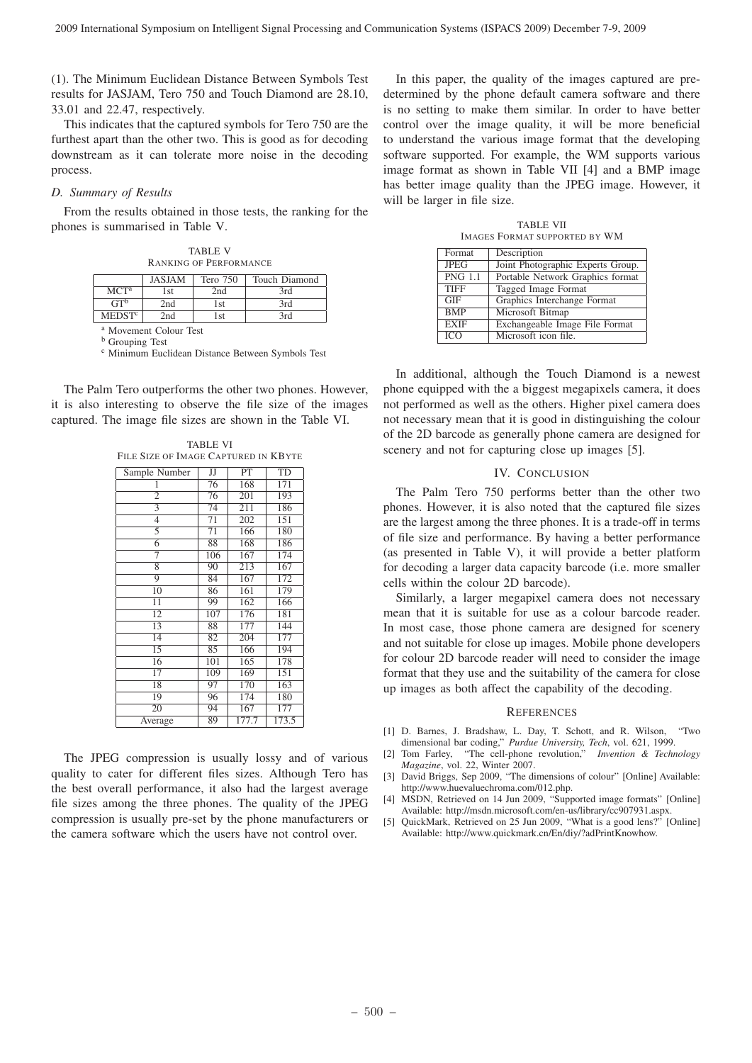(1). The Minimum Euclidean Distance Between Symbols Test results for JASJAM, Tero 750 and Touch Diamond are 28.10, 33.01 and 22.47, respectively.

This indicates that the captured symbols for Tero 750 are the furthest apart than the other two. This is good as for decoding downstream as it can tolerate more noise in the decoding process.

### *D. Summary of Results*

From the results obtained in those tests, the ranking for the phones is summarised in Table V.

TABLE V
RANKING OF PERFORMANCE

| | JASJAM | Tero 750 | Touch Diamond |
|---|---|---|---|
| MCT[a] | 1st | 2nd | 3rd |
| GT[b] | 2nd | 1st | 3rd |
| MEDST[c] | 2nd | 1st | 3rd |

[a] Movement Colour Test
[b] Grouping Test
[c] Minimum Euclidean Distance Between Symbols Test

The Palm Tero outperforms the other two phones. However, it is also interesting to observe the file size of the images captured. The image file sizes are shown in the Table VI.

TABLE VI
FILE SIZE OF IMAGE CAPTURED IN KBYTE

| Sample Number | JJ | PT | TD |
|---|---|---|---|
| 1 | 76 | 168 | 171 |
| 2 | 76 | 201 | 193 |
| 3 | 74 | 211 | 186 |
| 4 | 71 | 202 | 151 |
| 5 | 71 | 166 | 180 |
| 6 | 88 | 168 | 186 |
| 7 | 106 | 167 | 174 |
| 8 | 90 | 213 | 167 |
| 9 | 84 | 167 | 172 |
| 10 | 86 | 161 | 179 |
| 11 | 99 | 162 | 166 |
| 12 | 107 | 176 | 181 |
| 13 | 88 | 177 | 144 |
| 14 | 82 | 204 | 177 |
| 15 | 85 | 166 | 194 |
| 16 | 101 | 165 | 178 |
| 17 | 109 | 169 | 151 |
| 18 | 97 | 170 | 163 |
| 19 | 96 | 174 | 180 |
| 20 | 94 | 167 | 177 |
| Average | 89 | 177.7 | 173.5 |

The JPEG compression is usually lossy and of various quality to cater for different files sizes. Although Tero has the best overall performance, it also had the largest average file sizes among the three phones. The quality of the JPEG compression is usually pre-set by the phone manufacturers or the camera software which the users have not control over.

In this paper, the quality of the images captured are pre-determined by the phone default camera software and there is no setting to make them similar. In order to have better control over the image quality, it will be more beneficial to understand the various image format that the developing software supported. For example, the WM supports various image format as shown in Table VII [4] and a BMP image has better image quality than the JPEG image. However, it will be larger in file size.

TABLE VII
IMAGES FORMAT SUPPORTED BY WM

| Format | Description |
|---|---|
| JPEG | Joint Photographic Experts Group. |
| PNG 1.1 | Portable Network Graphics format |
| TIFF | Tagged Image Format |
| GIF | Graphics Interchange Format |
| BMP | Microsoft Bitmap |
| EXIF | Exchangeable Image File Format |
| ICO | Microsoft icon file. |

In additional, although the Touch Diamond is a newest phone equipped with the a biggest megapixels camera, it does not performed as well as the others. Higher pixel camera does not necessary mean that it is good in distinguishing the colour of the 2D barcode as generally phone camera are designed for scenery and not for capturing close up images [5].

## IV. CONCLUSION

The Palm Tero 750 performs better than the other two phones. However, it is also noted that the captured file sizes are the largest among the three phones. It is a trade-off in terms of file size and performance. By having a better performance (as presented in Table V), it will provide a better platform for decoding a larger data capacity barcode (i.e. more smaller cells within the colour 2D barcode).

Similarly, a larger megapixel camera does not necessary mean that it is suitable for use as a colour barcode reader. In most case, those phone camera are designed for scenery and not suitable for close up images. Mobile phone developers for colour 2D barcode reader will need to consider the image format that they use and the suitability of the camera for close up images as both affect the capability of the decoding.

## REFERENCES

[1] D. Barnes, J. Bradshaw, L. Day, T. Schott, and R. Wilson, "Two dimensional bar coding," *Purdue University, Tech*, vol. 621, 1999.

[2] Tom Farley, "The cell-phone revolution," *Invention & Technology Magazine*, vol. 22, Winter 2007.

[3] David Briggs, Sep 2009, "The dimensions of colour" [Online] Available: http://www.huevaluechroma.com/012.php.

[4] MSDN, Retrieved on 14 Jun 2009, "Supported image formats" [Online] Available: http://msdn.microsoft.com/en-us/library/cc907931.aspx.

[5] QuickMark, Retrieved on 25 Jun 2009, "What is a good lens?" [Online] Available: http://www.quickmark.cn/En/diy/?adPrintKnowhow.